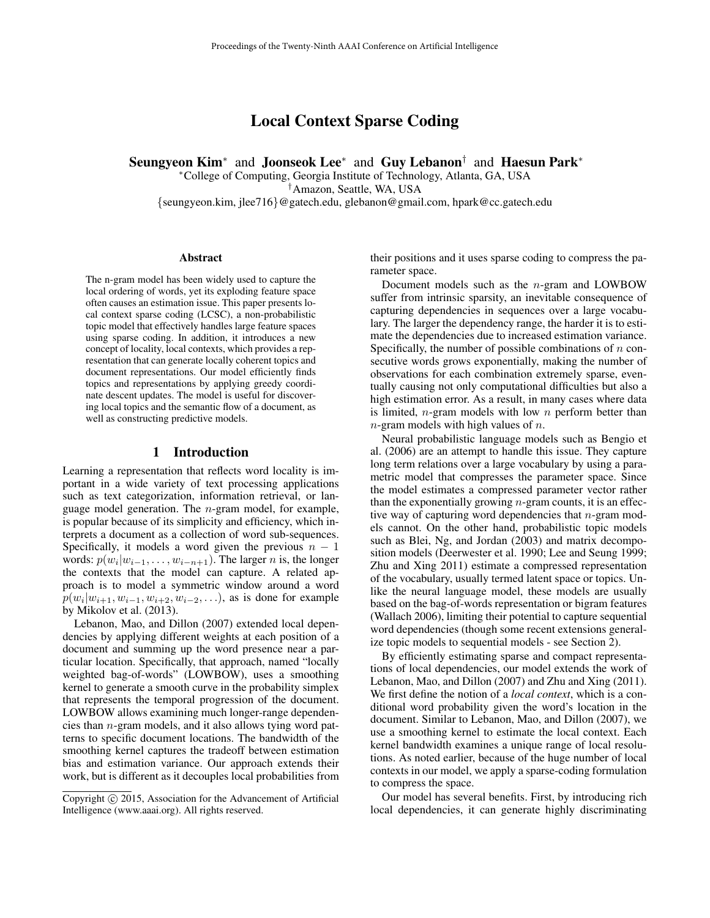# Local Context Sparse Coding

**Seungyeon Kim**[*] and **Joonseok Lee**[*] and **Guy Lebanon**[†] and **Haesun Park**[*]

[*]College of Computing, Georgia Institute of Technology, Atlanta, GA, USA

[†]Amazon, Seattle, WA, USA

{seungyeon.kim, jlee716}@gatech.edu, glebanon@gmail.com, hpark@cc.gatech.edu

### Abstract

The n-gram model has been widely used to capture the local ordering of words, yet its exploding feature space often causes an estimation issue. This paper presents local context sparse coding (LCSC), a non-probabilistic topic model that effectively handles large feature spaces using sparse coding. In addition, it introduces a new concept of locality, local contexts, which provides a representation that can generate locally coherent topics and document representations. Our model efficiently finds topics and representations by applying greedy coordinate descent updates. The model is useful for discovering local topics and the semantic flow of a document, as well as constructing predictive models.

## 1 Introduction

Learning a representation that reflects word locality is important in a wide variety of text processing applications such as text categorization, information retrieval, or language model generation. The $n$-gram model, for example, is popular because of its simplicity and efficiency, which interprets a document as a collection of word sub-sequences. Specifically, it models a word given the previous $n-1$ words: $p(w_i|w_{i-1},\ldots,w_{i-n+1})$. The larger $n$ is, the longer the contexts that the model can capture. A related approach is to model a symmetric window around a word $p(w_i|w_{i+1},w_{i-1},w_{i+2},w_{i-2},\ldots)$, as is done for example by Mikolov et al. (2013).

Lebanon, Mao, and Dillon (2007) extended local dependencies by applying different weights at each position of a document and summing up the word presence near a particular location. Specifically, that approach, named "locally weighted bag-of-words" (LOWBOW), uses a smoothing kernel to generate a smooth curve in the probability simplex that represents the temporal progression of the document. LOWBOW allows examining much longer-range dependencies than $n$-gram models, and it also allows tying word patterns to specific document locations. The bandwidth of the smoothing kernel captures the tradeoff between estimation bias and estimation variance. Our approach extends their work, but is different as it decouples local probabilities from their positions and it uses sparse coding to compress the parameter space.

Document models such as the $n$-gram and LOWBOW suffer from intrinsic sparsity, an inevitable consequence of capturing dependencies in sequences over a large vocabulary. The larger the dependency range, the harder it is to estimate the dependencies due to increased estimation variance. Specifically, the number of possible combinations of $n$ consecutive words grows exponentially, making the number of observations for each combination extremely sparse, eventually causing not only computational difficulties but also a high estimation error. As a result, in many cases where data is limited, $n$-gram models with low $n$ perform better than $n$-gram models with high values of $n$.

Neural probabilistic language models such as Bengio et al. (2006) are an attempt to handle this issue. They capture long term relations over a large vocabulary by using a parametric model that compresses the parameter space. Since the model estimates a compressed parameter vector rather than the exponentially growing $n$-gram counts, it is an effective way of capturing word dependencies that $n$-gram models cannot. On the other hand, probabilistic topic models such as Blei, Ng, and Jordan (2003) and matrix decomposition models (Deerwester et al. 1990; Lee and Seung 1999; Zhu and Xing 2011) estimate a compressed representation of the vocabulary, usually termed latent space or topics. Unlike the neural language model, these models are usually based on the bag-of-words representation or bigram features (Wallach 2006), limiting their potential to capture sequential word dependencies (though some recent extensions generalize topic models to sequential models - see Section 2).

By efficiently estimating sparse and compact representations of local dependencies, our model extends the work of Lebanon, Mao, and Dillon (2007) and Zhu and Xing (2011). We first define the notion of a *local context*, which is a conditional word probability given the word's location in the document. Similar to Lebanon, Mao, and Dillon (2007), we use a smoothing kernel to estimate the local context. Each kernel bandwidth examines a unique range of local resolutions. As noted earlier, because of the huge number of local contexts in our model, we apply a sparse-coding formulation to compress the space.

Our model has several benefits. First, by introducing rich local dependencies, it can generate highly discriminating

Copyright © 2015, Association for the Advancement of Artificial Intelligence (www.aaai.org). All rights reserved.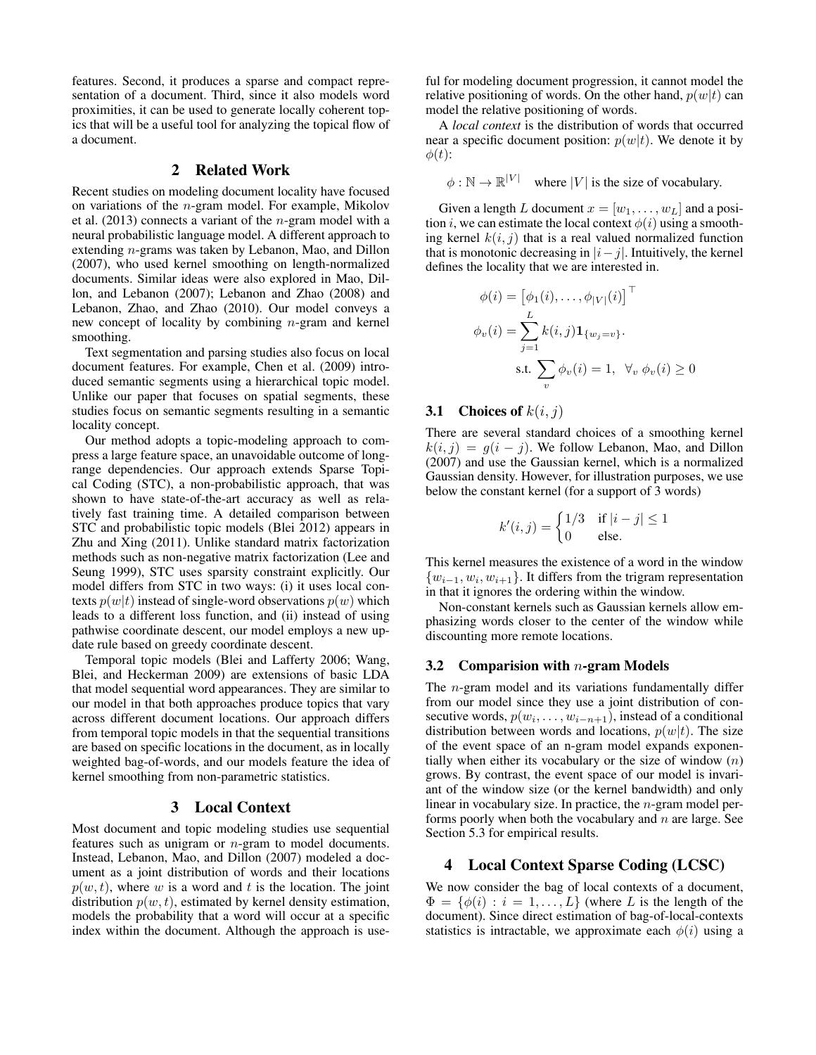features. Second, it produces a sparse and compact representation of a document. Third, since it also models word proximities, it can be used to generate locally coherent topics that will be a useful tool for analyzing the topical flow of a document.

## 2 Related Work

Recent studies on modeling document locality have focused on variations of the $n$-gram model. For example, Mikolov et al. (2013) connects a variant of the $n$-gram model with a neural probabilistic language model. A different approach to extending $n$-grams was taken by Lebanon, Mao, and Dillon (2007), who used kernel smoothing on length-normalized documents. Similar ideas were also explored in Mao, Dillon, and Lebanon (2007); Lebanon and Zhao (2008) and Lebanon, Zhao, and Zhao (2010). Our model conveys a new concept of locality by combining $n$-gram and kernel smoothing.

Text segmentation and parsing studies also focus on local document features. For example, Chen et al. (2009) introduced semantic segments using a hierarchical topic model. Unlike our paper that focuses on spatial segments, these studies focus on semantic segments resulting in a semantic locality concept.

Our method adopts a topic-modeling approach to compress a large feature space, an unavoidable outcome of long-range dependencies. Our approach extends Sparse Topical Coding (STC), a non-probabilistic approach, that was shown to have state-of-the-art accuracy as well as relatively fast training time. A detailed comparison between STC and probabilistic topic models (Blei 2012) appears in Zhu and Xing (2011). Unlike standard matrix factorization methods such as non-negative matrix factorization (Lee and Seung 1999), STC uses sparsity constraint explicitly. Our model differs from STC in two ways: (i) it uses local contexts $p(w|t)$ instead of single-word observations $p(w)$ which leads to a different loss function, and (ii) instead of using pathwise coordinate descent, our model employs a new update rule based on greedy coordinate descent.

Temporal topic models (Blei and Lafferty 2006; Wang, Blei, and Heckerman 2009) are extensions of basic LDA that model sequential word appearances. They are similar to our model in that both approaches produce topics that vary across different document locations. Our approach differs from temporal topic models in that the sequential transitions are based on specific locations in the document, as in locally weighted bag-of-words, and our models feature the idea of kernel smoothing from non-parametric statistics.

## 3 Local Context

Most document and topic modeling studies use sequential features such as unigram or $n$-gram to model documents. Instead, Lebanon, Mao, and Dillon (2007) modeled a document as a joint distribution of words and their locations $p(w, t)$, where $w$ is a word and $t$ is the location. The joint distribution $p(w, t)$, estimated by kernel density estimation, models the probability that a word will occur at a specific index within the document. Although the approach is useful for modeling document progression, it cannot model the relative positioning of words. On the other hand, $p(w|t)$ can model the relative positioning of words.

A *local context* is the distribution of words that occurred near a specific document position: $p(w|t)$. We denote it by $\phi(t)$:

$$\phi : \mathbb{N} \to \mathbb{R}^{|V|} \quad \text{where } |V| \text{ is the size of vocabulary.}$$

Given a length $L$ document $x = [w_1, \dots, w_L]$ and a position $i$, we can estimate the local context $\phi(i)$ using a smoothing kernel $k(i, j)$ that is a real valued normalized function that is monotonic decreasing in $|i - j|$. Intuitively, the kernel defines the locality that we are interested in.

$$\phi(i) = \left[\phi_1(i), \dots, \phi_{|V|}(i)\right]^\top$$

$$\phi_v(i) = \sum_{j=1}^{L} k(i, j) \mathbf{1}_{\{w_j = v\}}.$$

$$\text{s.t.} \sum_v \phi_v(i) = 1, \;\; \forall_v \; \phi_v(i) \geq 0$$

### 3.1 Choices of $k(i, j)$

There are several standard choices of a smoothing kernel $k(i, j) = g(i - j)$. We follow Lebanon, Mao, and Dillon (2007) and use the Gaussian kernel, which is a normalized Gaussian density. However, for illustration purposes, we use below the constant kernel (for a support of 3 words)

$$k'(i, j) = \begin{cases} 1/3 & \text{if } |i - j| \leq 1 \\ 0 & \text{else.} \end{cases}$$

This kernel measures the existence of a word in the window $\{w_{i-1}, w_i, w_{i+1}\}$. It differs from the trigram representation in that it ignores the ordering within the window.

Non-constant kernels such as Gaussian kernels allow emphasizing words closer to the center of the window while discounting more remote locations.

### 3.2 Comparision with $n$-gram Models

The $n$-gram model and its variations fundamentally differ from our model since they use a joint distribution of consecutive words, $p(w_i, \dots, w_{i-n+1})$, instead of a conditional distribution between words and locations, $p(w|t)$. The size of the event space of an n-gram model expands exponentially when either its vocabulary or the size of window ($n$) grows. By contrast, the event space of our model is invariant of the window size (or the kernel bandwidth) and only linear in vocabulary size. In practice, the $n$-gram model performs poorly when both the vocabulary and $n$ are large. See Section 5.3 for empirical results.

## 4 Local Context Sparse Coding (LCSC)

We now consider the bag of local contexts of a document, $\Phi = \{\phi(i) : i = 1, \dots, L\}$ (where $L$ is the length of the document). Since direct estimation of bag-of-local-contexts statistics is intractable, we approximate each $\phi(i)$ using a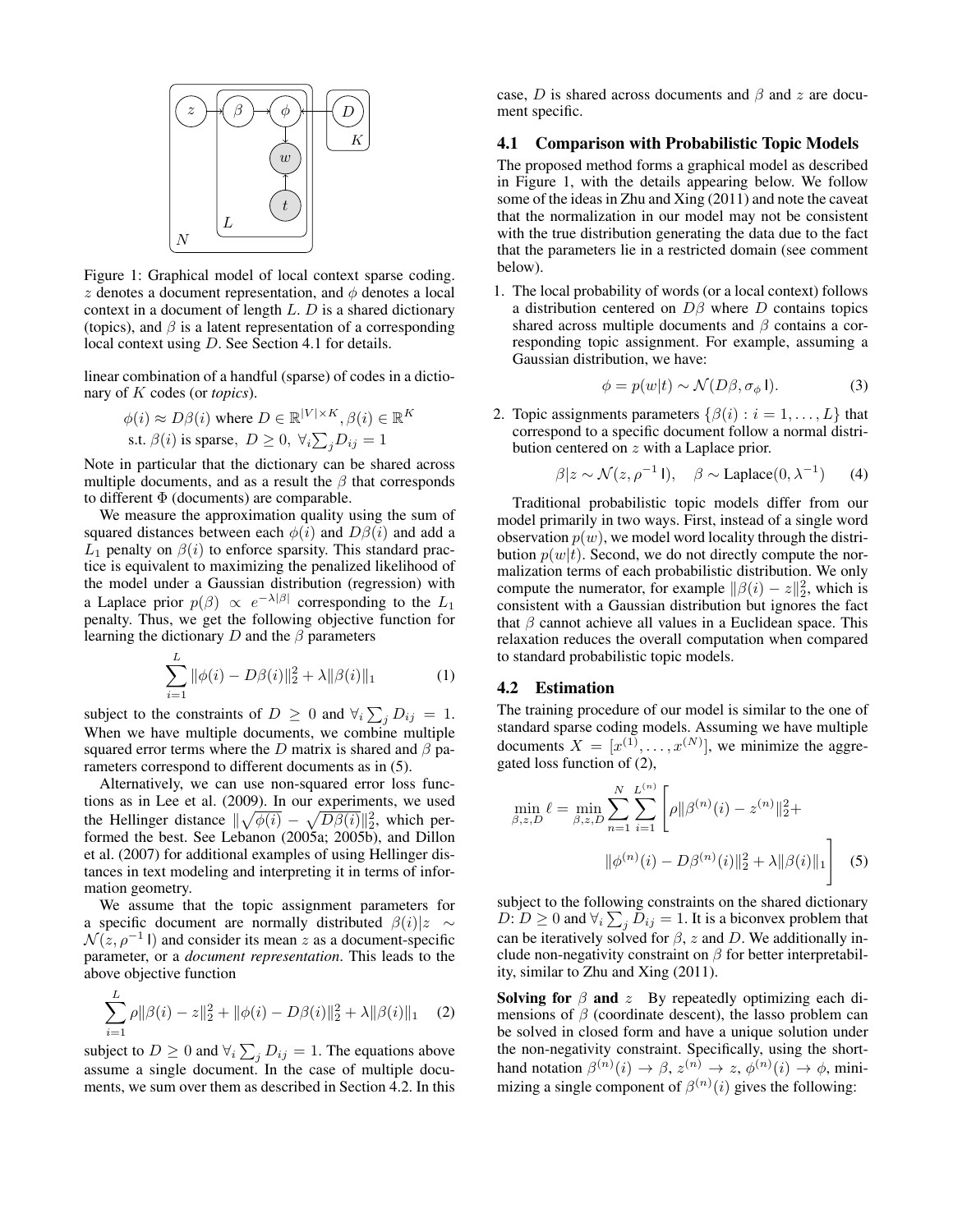Figure 1: Graphical model of local context sparse coding. $z$ denotes a document representation, and $\phi$ denotes a local context in a document of length $L$. $D$ is a shared dictionary (topics), and $\beta$ is a latent representation of a corresponding local context using $D$. See Section 4.1 for details.

linear combination of a handful (sparse) of codes in a dictionary of $K$ codes (or *topics*).

$$\phi(i) \approx D\beta(i) \text{ where } D \in \mathbb{R}^{|V|\times K}, \beta(i) \in \mathbb{R}^K$$
$$\text{s.t. } \beta(i) \text{ is sparse, } D \geq 0, \ \forall_i \textstyle\sum_j D_{ij} = 1$$

Note in particular that the dictionary can be shared across multiple documents, and as a result the $\beta$ that corresponds to different $\Phi$ (documents) are comparable.

We measure the approximation quality using the sum of squared distances between each $\phi(i)$ and $D\beta(i)$ and add a $L_1$ penalty on $\beta(i)$ to enforce sparsity. This standard practice is equivalent to maximizing the penalized likelihood of the model under a Gaussian distribution (regression) with a Laplace prior $p(\beta) \propto e^{-\lambda|\beta|}$ corresponding to the $L_1$ penalty. Thus, we get the following objective function for learning the dictionary $D$ and the $\beta$ parameters

$$\sum_{i=1}^{L} \|\phi(i) - D\beta(i)\|_2^2 + \lambda\|\beta(i)\|_1 \qquad (1)$$

subject to the constraints of $D \geq 0$ and $\forall_i \sum_j D_{ij} = 1$. When we have multiple documents, we combine multiple squared error terms where the $D$ matrix is shared and $\beta$ parameters correspond to different documents as in (5).

Alternatively, we can use non-squared error loss functions as in Lee et al. (2009). In our experiments, we used the Hellinger distance $\|\sqrt{\phi(i)} - \sqrt{D\beta(i)}\|_2^2$, which performed the best. See Lebanon (2005a; 2005b), and Dillon et al. (2007) for additional examples of using Hellinger distances in text modeling and interpreting it in terms of information geometry.

We assume that the topic assignment parameters for a specific document are normally distributed $\beta(i)|z \sim \mathcal{N}(z, \rho^{-1}\,\mathsf{I})$ and consider its mean $z$ as a document-specific parameter, or a *document representation*. This leads to the above objective function

$$\sum_{i=1}^{L} \rho\|\beta(i) - z\|_2^2 + \|\phi(i) - D\beta(i)\|_2^2 + \lambda\|\beta(i)\|_1 \qquad (2)$$

subject to $D \geq 0$ and $\forall_i \sum_j D_{ij} = 1$. The equations above assume a single document. In the case of multiple documents, we sum over them as described in Section 4.2. In this case, $D$ is shared across documents and $\beta$ and $z$ are document specific.

## 4.1 Comparison with Probabilistic Topic Models

The proposed method forms a graphical model as described in Figure 1, with the details appearing below. We follow some of the ideas in Zhu and Xing (2011) and note the caveat that the normalization in our model may not be consistent with the true distribution generating the data due to the fact that the parameters lie in a restricted domain (see comment below).

1. The local probability of words (or a local context) follows a distribution centered on $D\beta$ where $D$ contains topics shared across multiple documents and $\beta$ contains a corresponding topic assignment. For example, assuming a Gaussian distribution, we have:

$$\phi = p(w|t) \sim \mathcal{N}(D\beta, \sigma_\phi\,\mathsf{I}). \qquad (3)$$

2. Topic assignments parameters $\{\beta(i) : i = 1, \ldots, L\}$ that correspond to a specific document follow a normal distribution centered on $z$ with a Laplace prior.

$$\beta|z \sim \mathcal{N}(z, \rho^{-1}\,\mathsf{I}), \quad \beta \sim \text{Laplace}(0, \lambda^{-1}) \qquad (4)$$

Traditional probabilistic topic models differ from our model primarily in two ways. First, instead of a single word observation $p(w)$, we model word locality through the distribution $p(w|t)$. Second, we do not directly compute the normalization terms of each probabilistic distribution. We only compute the numerator, for example $\|\beta(i) - z\|_2^2$, which is consistent with a Gaussian distribution but ignores the fact that $\beta$ cannot achieve all values in a Euclidean space. This relaxation reduces the overall computation when compared to standard probabilistic topic models.

## 4.2 Estimation

The training procedure of our model is similar to the one of standard sparse coding models. Assuming we have multiple documents $X = [x^{(1)}, \ldots, x^{(N)}]$, we minimize the aggregated loss function of (2),

$$\min_{\beta,z,D} \ell = \min_{\beta,z,D} \sum_{n=1}^{N} \sum_{i=1}^{L^{(n)}} \Bigg[ \rho\|\beta^{(n)}(i) - z^{(n)}\|_2^2 + \|\phi^{(n)}(i) - D\beta^{(n)}(i)\|_2^2 + \lambda\|\beta(i)\|_1 \Bigg] \qquad (5)$$

subject to the following constraints on the shared dictionary $D$: $D \geq 0$ and $\forall_i \sum_j D_{ij} = 1$. It is a biconvex problem that can be iteratively solved for $\beta$, $z$ and $D$. We additionally include non-negativity constraint on $\beta$ for better interpretability, similar to Zhu and Xing (2011).

**Solving for $\beta$ and $z$** By repeatedly optimizing each dimensions of $\beta$ (coordinate descent), the lasso problem can be solved in closed form and have a unique solution under the non-negativity constraint. Specifically, using the shorthand notation $\beta^{(n)}(i) \to \beta$, $z^{(n)} \to z$, $\phi^{(n)}(i) \to \phi$, minimizing a single component of $\beta^{(n)}(i)$ gives the following: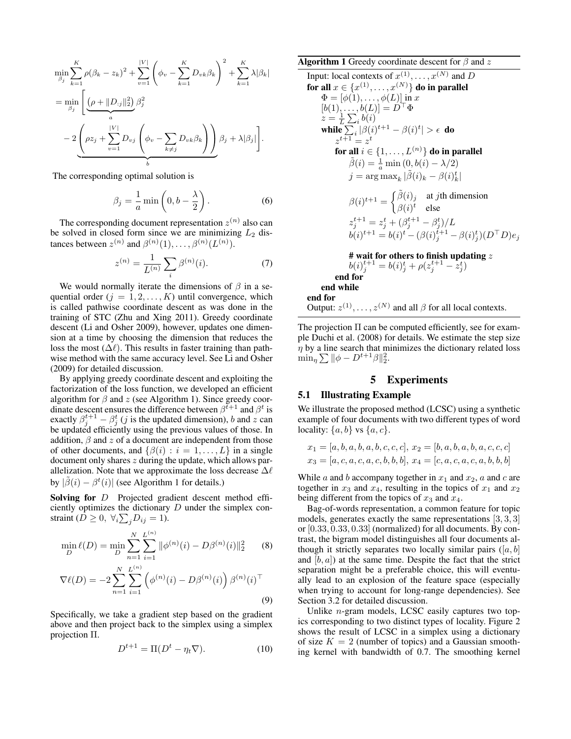$$\min_{\beta_j} \sum_{k=1}^{K} \rho(\beta_k - z_k)^2 + \sum_{v=1}^{|V|} \left( \phi_v - \sum_{k=1}^{K} D_{vk}\beta_k \right)^2 + \sum_{k=1}^{K} \lambda|\beta_k|$$

$$= \min_{\beta_j} \Bigg[ \underbrace{\left(\rho + \|D_{:j}\|_2^2\right)}_{a} \beta_j^2 - 2 \underbrace{\left( \rho z_j + \sum_{v=1}^{|V|} D_{vj} \left( \phi_v - \sum_{k \neq j} D_{vk}\beta_k \right) \right) }_{b} \beta_j + \lambda|\beta_j| \Bigg].$$

The corresponding optimal solution is

$$\beta_j = \frac{1}{a} \min\left(0, b - \frac{\lambda}{2}\right). \tag{6}$$

The corresponding document representation $z^{(n)}$ also can be solved in closed form since we are minimizing $L_2$ distances between $z^{(n)}$ and $\beta^{(n)}(1), \ldots, \beta^{(n)}(L^{(n)})$.

$$z^{(n)} = \frac{1}{L^{(n)}} \sum_i \beta^{(n)}(i). \tag{7}$$

We would normally iterate the dimensions of $\beta$ in a sequential order ($j = 1, 2, \ldots, K$) until convergence, which is called pathwise coordinate descent as was done in the training of STC (Zhu and Xing 2011). Greedy coordinate descent (Li and Osher 2009), however, updates one dimension at a time by choosing the dimension that reduces the loss the most ($\Delta\ell$). This results in faster training than pathwise method with the same accuracy level. See Li and Osher (2009) for detailed discussion.

By applying greedy coordinate descent and exploiting the factorization of the loss function, we developed an efficient algorithm for $\beta$ and $z$ (see Algorithm 1). Since greedy coordinate descent ensures the difference between $\beta^{t+1}$ and $\beta^t$ is exactly $\beta_j^{t+1} - \beta_j^t$ ($j$ is the updated dimension), $b$ and $z$ can be updated efficiently using the previous values of those. In addition, $\beta$ and $z$ of a document are independent from those of other documents, and $\{\beta(i) : i = 1, \ldots, L\}$ in a single document only shares $z$ during the update, which allows parallelization. Note that we approximate the loss decrease $\Delta\ell$ by $|\tilde{\beta}(i) - \beta^t(i)|$ (see Algorithm 1 for details.)

**Solving for $D$** Projected gradient descent method efficiently optimizes the dictionary $D$ under the simplex constraint ($D \geq 0,\ \forall_i \sum_j D_{ij} = 1$).

$$\min_D \ell(D) = \min_D \sum_{n=1}^{N} \sum_{i=1}^{L^{(n)}} \|\phi^{(n)}(i) - D\beta^{(n)}(i)\|_2^2 \tag{8}$$

$$\nabla\ell(D) = -2 \sum_{n=1}^{N} \sum_{i=1}^{L^{(n)}} \left( \phi^{(n)}(i) - D\beta^{(n)}(i) \right) \beta^{(n)}(i)^\top \tag{9}$$

Specifically, we take a gradient step based on the gradient above and then project back to the simplex using a simplex projection $\Pi$.

$$D^{t+1} = \Pi(D^t - \eta_t \nabla). \tag{10}$$

**Algorithm 1** Greedy coordinate descent for $\beta$ and $z$

```
Input: local contexts of x^(1), ..., x^(N) and D
for all x ∈ {x^(1), ..., x^(N)} do in parallel
    Φ = [φ(1), ..., φ(L)] in x
    [b(1), ..., b(L)] = D^T Φ
    z = (1/L) Σ_i b(i)
    while Σ_i |β(i)^{t+1} − β(i)^t| > ε do
        z^{t+1} = z^t
        for all i ∈ {1, ..., L^(n)} do in parallel
            β̃(i) = (1/a) min(0, b(i) − λ/2)
            j = argmax_k |β̃(i)_k − β(i)^t_k|
            β(i)^{t+1} = { β̃(i)_j   at jth dimension
                         { β(i)^t    else
            z_j^{t+1} = z_j^t + (β_j^{t+1} − β_j^t)/L
            b(i)^{t+1} = b(i)^t − (β(i)_j^{t+1} − β(i)_j^t)(D^T D)e_j

            # wait for others to finish updating z
            b(i)_j^{t+1} = b(i)_j^t + ρ(z_j^{t+1} − z_j^t)
        end for
    end while
end for
Output: z^(1), ..., z^(N) and all β for all local contexts.
```

The projection $\Pi$ can be computed efficiently, see for example Duchi et al. (2008) for details. We estimate the step size $\eta$ by a line search that minimizes the dictionary related loss $\min_\eta \sum \|\phi - D^{t+1}\beta\|_2^2$.

# 5 Experiments

## 5.1 Illustrating Example

We illustrate the proposed method (LCSC) using a synthetic example of four documents with two different types of word locality: $\{a, b\}$ vs $\{a, c\}$.

$$x_1 = [a, b, a, b, a, b, c, c, c],\ x_2 = [b, a, b, a, b, a, c, c, c]$$
$$x_3 = [a, c, a, c, a, c, b, b, b],\ x_4 = [c, a, c, a, c, a, b, b, b]$$

While $a$ and $b$ accompany together in $x_1$ and $x_2$, $a$ and $c$ are together in $x_3$ and $x_4$, resulting in the topics of $x_1$ and $x_2$ being different from the topics of $x_3$ and $x_4$.

Bag-of-words representation, a common feature for topic models, generates exactly the same representations $[3, 3, 3]$ or $[0.33, 0.33, 0.33]$ (normalized) for all documents. By contrast, the bigram model distinguishes all four documents although it strictly separates two locally similar pairs ($[a, b]$ and $[b, a]$) at the same time. Despite the fact that the strict separation might be a preferable choice, this will eventually lead to an explosion of the feature space (especially when trying to account for long-range dependencies). See Section 3.2 for detailed discussion.

Unlike $n$-gram models, LCSC easily captures two topics corresponding to two distinct types of locality. Figure 2 shows the result of LCSC in a simplex using a dictionary of size $K = 2$ (number of topics) and a Gaussian smoothing kernel with bandwidth of 0.7. The smoothing kernel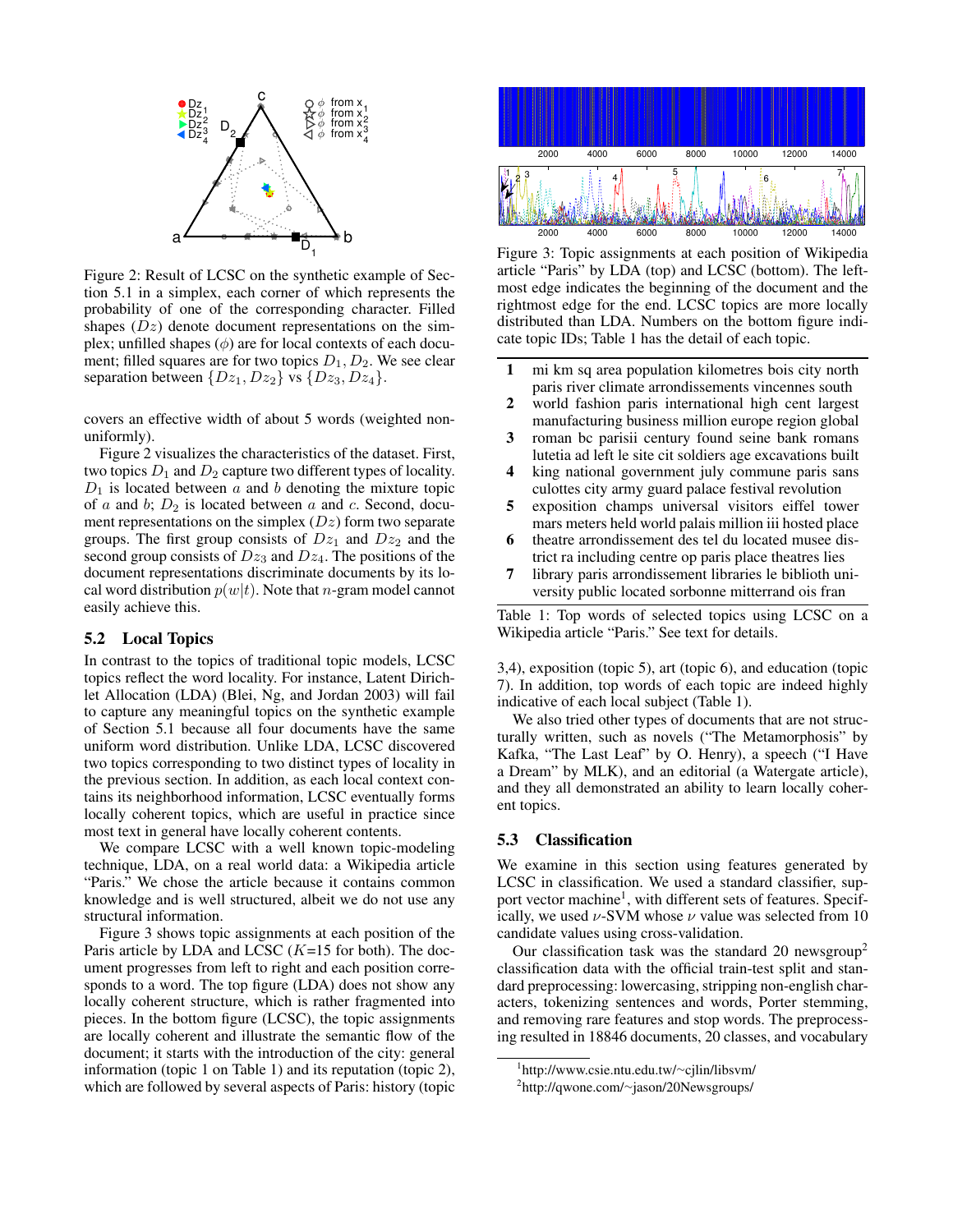$Dz_1$
$Dz_2$
$Dz_3$
$Dz_4$
c
$D_2$
$\phi$ from $x_1$
$\phi$ from $x_2$
$\phi$ from $x_3$
$\phi$ from $x_4$
a
b
$D_1$

Figure 2: Result of LCSC on the synthetic example of Section 5.1 in a simplex, each corner of which represents the probability of one of the corresponding character. Filled shapes ($Dz$) denote document representations on the simplex; unfilled shapes ($\phi$) are for local contexts of each document; filled squares are for two topics $D_1, D_2$. We see clear separation between $\{Dz_1, Dz_2\}$ vs $\{Dz_3, Dz_4\}$.

covers an effective width of about 5 words (weighted non-uniformly).

Figure 2 visualizes the characteristics of the dataset. First, two topics $D_1$ and $D_2$ capture two different types of locality. $D_1$ is located between $a$ and $b$ denoting the mixture topic of $a$ and $b$; $D_2$ is located between $a$ and $c$. Second, document representations on the simplex ($Dz$) form two separate groups. The first group consists of $Dz_1$ and $Dz_2$ and the second group consists of $Dz_3$ and $Dz_4$. The positions of the document representations discriminate documents by its local word distribution $p(w|t)$. Note that $n$-gram model cannot easily achieve this.

## 5.2 Local Topics

In contrast to the topics of traditional topic models, LCSC topics reflect the word locality. For instance, Latent Dirichlet Allocation (LDA) (Blei, Ng, and Jordan 2003) will fail to capture any meaningful topics on the synthetic example of Section 5.1 because all four documents have the same uniform word distribution. Unlike LDA, LCSC discovered two topics corresponding to two distinct types of locality in the previous section. In addition, as each local context contains its neighborhood information, LCSC eventually forms locally coherent topics, which are useful in practice since most text in general have locally coherent contents.

We compare LCSC with a well known topic-modeling technique, LDA, on a real world data: a Wikipedia article "Paris." We chose the article because it contains common knowledge and is well structured, albeit we do not use any structural information.

Figure 3 shows topic assignments at each position of the Paris article by LDA and LCSC ($K$=15 for both). The document progresses from left to right and each position corresponds to a word. The top figure (LDA) does not show any locally coherent structure, which is rather fragmented into pieces. In the bottom figure (LCSC), the topic assignments are locally coherent and illustrate the semantic flow of the document; it starts with the introduction of the city: general information (topic 1 on Table 1) and its reputation (topic 2), which are followed by several aspects of Paris: history (topic 3,4), exposition (topic 5), art (topic 6), and education (topic 7). In addition, top words of each topic are indeed highly indicative of each local subject (Table 1).

2000 4000 6000 8000 10000 12000 14000

1 2 3 4 5 6 7

2000 4000 6000 8000 10000 12000 14000

Figure 3: Topic assignments at each position of Wikipedia article "Paris" by LDA (top) and LCSC (bottom). The leftmost edge indicates the beginning of the document and the rightmost edge for the end. LCSC topics are more locally distributed than LDA. Numbers on the bottom figure indicate topic IDs; Table 1 has the detail of each topic.

| | |
|---|---|
| **1** | mi km sq area population kilometres bois city north paris river climate arrondissements vincennes south |
| **2** | world fashion paris international high cent largest manufacturing business million europe region global |
| **3** | roman bc parisii century found seine bank romans lutetia ad left le site cit soldiers age excavations built |
| **4** | king national government july commune paris sans culottes city army guard palace festival revolution |
| **5** | exposition champs universal visitors eiffel tower mars meters held world palais million iii hosted place |
| **6** | theatre arrondissement des tel du located musee district ra including centre op paris place theatres lies |
| **7** | library paris arrondissement libraries le biblioth university public located sorbonne mitterrand ois fran |

Table 1: Top words of selected topics using LCSC on a Wikipedia article "Paris." See text for details.

We also tried other types of documents that are not structurally written, such as novels ("The Metamorphosis" by Kafka, "The Last Leaf" by O. Henry), a speech ("I Have a Dream" by MLK), and an editorial (a Watergate article), and they all demonstrated an ability to learn locally coherent topics.

## 5.3 Classification

We examine in this section using features generated by LCSC in classification. We used a standard classifier, support vector machine[1], with different sets of features. Specifically, we used $\nu$-SVM whose $\nu$ value was selected from 10 candidate values using cross-validation.

Our classification task was the standard 20 newsgroup[2] classification data with the official train-test split and standard preprocessing: lowercasing, stripping non-english characters, tokenizing sentences and words, Porter stemming, and removing rare features and stop words. The preprocessing resulted in 18846 documents, 20 classes, and vocabulary

[1] http://www.csie.ntu.edu.tw/~cjlin/libsvm/

[2] http://qwone.com/~jason/20Newsgroups/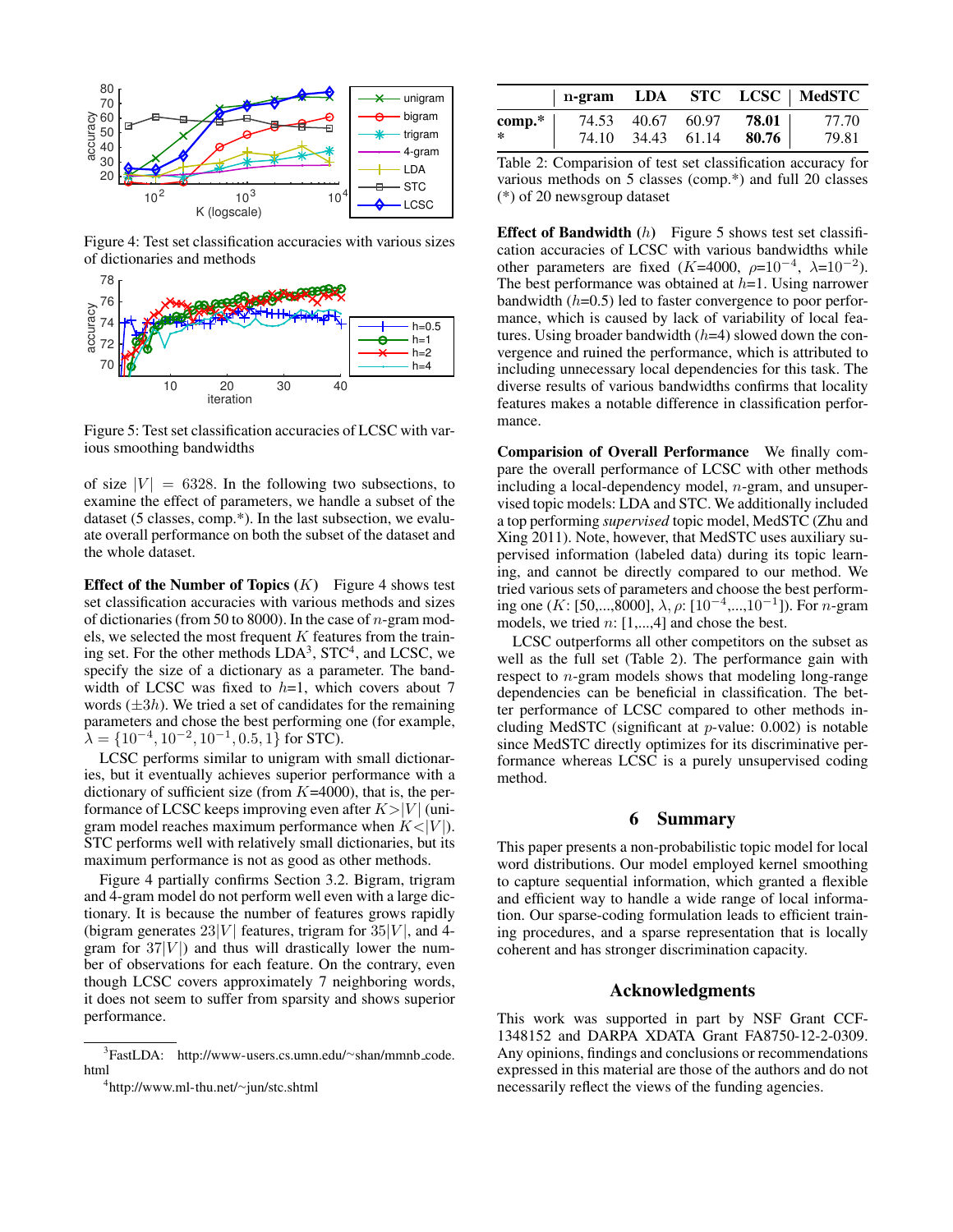80
70
60
50
40
30
20
accuracy
$10^2$
$10^3$
$10^4$
K (logscale)
unigram
bigram
trigram
4-gram
LDA
STC
LCSC

Figure 4: Test set classification accuracies with various sizes of dictionaries and methods

78
76
74
72
70
accuracy
10
20
30
40
iteration
h=0.5
h=1
h=2
h=4

Figure 5: Test set classification accuracies of LCSC with various smoothing bandwidths

of size $|V| = 6328$. In the following two subsections, to examine the effect of parameters, we handle a subset of the dataset (5 classes, comp.*). In the last subsection, we evaluate overall performance on both the subset of the dataset and the whole dataset.

**Effect of the Number of Topics ($K$)** Figure 4 shows test set classification accuracies with various methods and sizes of dictionaries (from 50 to 8000). In the case of $n$-gram models, we selected the most frequent $K$ features from the training set. For the other methods LDA[3], STC[4], and LCSC, we specify the size of a dictionary as a parameter. The bandwidth of LCSC was fixed to $h$=1, which covers about 7 words ($\pm 3h$). We tried a set of candidates for the remaining parameters and chose the best performing one (for example, $\lambda = \{10^{-4}, 10^{-2}, 10^{-1}, 0.5, 1\}$ for STC).

LCSC performs similar to unigram with small dictionaries, but it eventually achieves superior performance with a dictionary of sufficient size (from $K$=4000), that is, the performance of LCSC keeps improving even after $K > |V|$ (unigram model reaches maximum performance when $K < |V|$). STC performs well with relatively small dictionaries, but its maximum performance is not as good as other methods.

Figure 4 partially confirms Section 3.2. Bigram, trigram and 4-gram model do not perform well even with a large dictionary. It is because the number of features grows rapidly (bigram generates $23|V|$ features, trigram for $35|V|$, and 4-gram for $37|V|$) and thus will drastically lower the number of observations for each feature. On the contrary, even though LCSC covers approximately 7 neighboring words, it does not seem to suffer from sparsity and shows superior performance.

[3]FastLDA: http://www-users.cs.umn.edu/~shan/mmnb_code.html

[4]http://www.ml-thu.net/~jun/stc.shtml

| | n-gram | LDA | STC | LCSC | MedSTC |
|---|---|---|---|---|---|
| **comp.*** | 74.53 | 40.67 | 60.97 | **78.01** | 77.70 |
| * | 74.10 | 34.43 | 61.14 | **80.76** | 79.81 |

Table 2: Comparision of test set classification accuracy for various methods on 5 classes (comp.*) and full 20 classes (*) of 20 newsgroup dataset

**Effect of Bandwidth ($h$)** Figure 5 shows test set classification accuracies of LCSC with various bandwidths while other parameters are fixed ($K$=4000, $\rho$=$10^{-4}$, $\lambda$=$10^{-2}$). The best performance was obtained at $h$=1. Using narrower bandwidth ($h$=0.5) led to faster convergence to poor performance, which is caused by lack of variability of local features. Using broader bandwidth ($h$=4) slowed down the convergence and ruined the performance, which is attributed to including unnecessary local dependencies for this task. The diverse results of various bandwidths confirms that locality features makes a notable difference in classification performance.

**Comparision of Overall Performance** We finally compare the overall performance of LCSC with other methods including a local-dependency model, $n$-gram, and unsupervised topic models: LDA and STC. We additionally included a top performing *supervised* topic model, MedSTC (Zhu and Xing 2011). Note, however, that MedSTC uses auxiliary supervised information (labeled data) during its topic learning, and cannot be directly compared to our method. We tried various sets of parameters and choose the best performing one ($K$: [50,...,8000], $\lambda$, $\rho$: [$10^{-4}$,...,$10^{-1}$]). For $n$-gram models, we tried $n$: [1,...,4] and chose the best.

LCSC outperforms all other competitors on the subset as well as the full set (Table 2). The performance gain with respect to $n$-gram models shows that modeling long-range dependencies can be beneficial in classification. The better performance of LCSC compared to other methods including MedSTC (significant at $p$-value: 0.002) is notable since MedSTC directly optimizes for its discriminative performance whereas LCSC is a purely unsupervised coding method.

## 6 Summary

This paper presents a non-probabilistic topic model for local word distributions. Our model employed kernel smoothing to capture sequential information, which granted a flexible and efficient way to handle a wide range of local information. Our sparse-coding formulation leads to efficient training procedures, and a sparse representation that is locally coherent and has stronger discrimination capacity.

## Acknowledgments

This work was supported in part by NSF Grant CCF-1348152 and DARPA XDATA Grant FA8750-12-2-0309. Any opinions, findings and conclusions or recommendations expressed in this material are those of the authors and do not necessarily reflect the views of the funding agencies.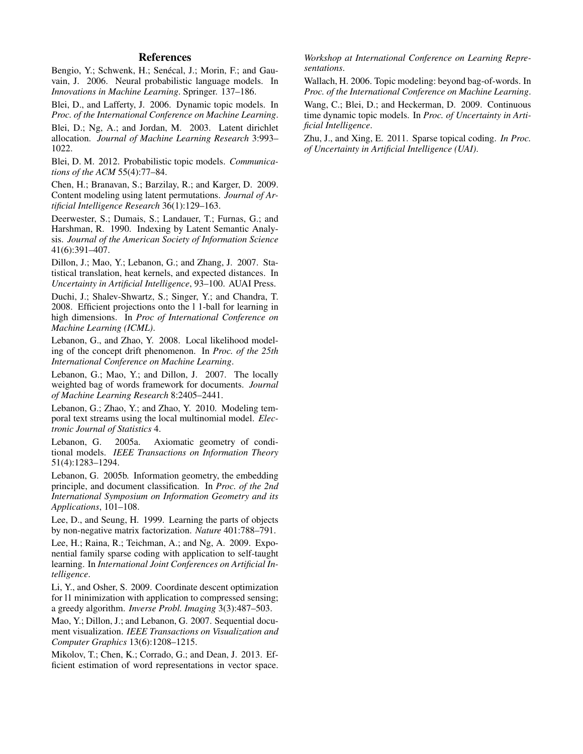## References

Bengio, Y.; Schwenk, H.; Senécal, J.; Morin, F.; and Gauvain, J. 2006. Neural probabilistic language models. In *Innovations in Machine Learning*. Springer. 137–186.

Blei, D., and Lafferty, J. 2006. Dynamic topic models. In *Proc. of the International Conference on Machine Learning*.

Blei, D.; Ng, A.; and Jordan, M. 2003. Latent dirichlet allocation. *Journal of Machine Learning Research* 3:993–1022.

Blei, D. M. 2012. Probabilistic topic models. *Communications of the ACM* 55(4):77–84.

Chen, H.; Branavan, S.; Barzilay, R.; and Karger, D. 2009. Content modeling using latent permutations. *Journal of Artificial Intelligence Research* 36(1):129–163.

Deerwester, S.; Dumais, S.; Landauer, T.; Furnas, G.; and Harshman, R. 1990. Indexing by Latent Semantic Analysis. *Journal of the American Society of Information Science* 41(6):391–407.

Dillon, J.; Mao, Y.; Lebanon, G.; and Zhang, J. 2007. Statistical translation, heat kernels, and expected distances. In *Uncertainty in Artificial Intelligence*, 93–100. AUAI Press.

Duchi, J.; Shalev-Shwartz, S.; Singer, Y.; and Chandra, T. 2008. Efficient projections onto the l 1-ball for learning in high dimensions. In *Proc of International Conference on Machine Learning (ICML)*.

Lebanon, G., and Zhao, Y. 2008. Local likelihood modeling of the concept drift phenomenon. In *Proc. of the 25th International Conference on Machine Learning*.

Lebanon, G.; Mao, Y.; and Dillon, J. 2007. The locally weighted bag of words framework for documents. *Journal of Machine Learning Research* 8:2405–2441.

Lebanon, G.; Zhao, Y.; and Zhao, Y. 2010. Modeling temporal text streams using the local multinomial model. *Electronic Journal of Statistics* 4.

Lebanon, G. 2005a. Axiomatic geometry of conditional models. *IEEE Transactions on Information Theory* 51(4):1283–1294.

Lebanon, G. 2005b. Information geometry, the embedding principle, and document classification. In *Proc. of the 2nd International Symposium on Information Geometry and its Applications*, 101–108.

Lee, D., and Seung, H. 1999. Learning the parts of objects by non-negative matrix factorization. *Nature* 401:788–791.

Lee, H.; Raina, R.; Teichman, A.; and Ng, A. 2009. Exponential family sparse coding with application to self-taught learning. In *International Joint Conferences on Artificial Intelligence*.

Li, Y., and Osher, S. 2009. Coordinate descent optimization for l1 minimization with application to compressed sensing; a greedy algorithm. *Inverse Probl. Imaging* 3(3):487–503.

Mao, Y.; Dillon, J.; and Lebanon, G. 2007. Sequential document visualization. *IEEE Transactions on Visualization and Computer Graphics* 13(6):1208–1215.

Mikolov, T.; Chen, K.; Corrado, G.; and Dean, J. 2013. Efficient estimation of word representations in vector space. *Workshop at International Conference on Learning Representations*.

Wallach, H. 2006. Topic modeling: beyond bag-of-words. In *Proc. of the International Conference on Machine Learning*.

Wang, C.; Blei, D.; and Heckerman, D. 2009. Continuous time dynamic topic models. In *Proc. of Uncertainty in Artificial Intelligence*.

Zhu, J., and Xing, E. 2011. Sparse topical coding. *In Proc. of Uncertainty in Artificial Intelligence (UAI).*